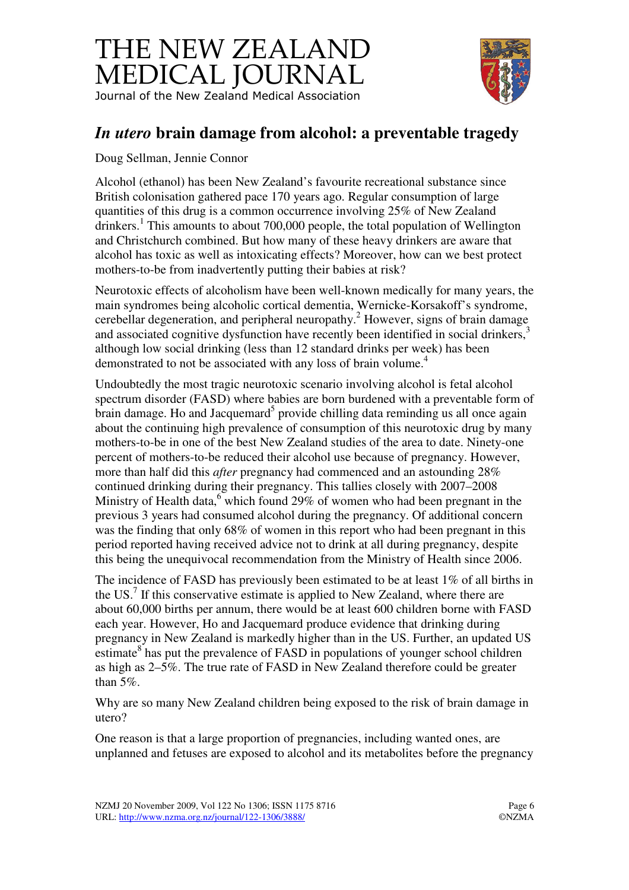# THE NEW ZEALAND MEDICAL JOURNAL

Journal of the New Zealand Medical Association

## *In utero* brain damage from alcohol: a preventable tragedy

Doug Sellman, Jennie Connor

Alcohol (ethanol) has been New Zealand's favourite recreational substance since British colonisation gathered pace 170 years ago. Regular consumption of large quantities of this drug is a common occurrence involving 25% of New Zealand drinkers.[1] This amounts to about 700,000 people, the total population of Wellington and Christchurch combined. But how many of these heavy drinkers are aware that alcohol has toxic as well as intoxicating effects? Moreover, how can we best protect mothers-to-be from inadvertently putting their babies at risk?

Neurotoxic effects of alcoholism have been well-known medically for many years, the main syndromes being alcoholic cortical dementia, Wernicke-Korsakoff's syndrome, cerebellar degeneration, and peripheral neuropathy.[2] However, signs of brain damage and associated cognitive dysfunction have recently been identified in social drinkers,[3] although low social drinking (less than 12 standard drinks per week) has been demonstrated to not be associated with any loss of brain volume.[4]

Undoubtedly the most tragic neurotoxic scenario involving alcohol is fetal alcohol spectrum disorder (FASD) where babies are born burdened with a preventable form of brain damage. Ho and Jacquemard[5] provide chilling data reminding us all once again about the continuing high prevalence of consumption of this neurotoxic drug by many mothers-to-be in one of the best New Zealand studies of the area to date. Ninety-one percent of mothers-to-be reduced their alcohol use because of pregnancy. However, more than half did this *after* pregnancy had commenced and an astounding 28% continued drinking during their pregnancy. This tallies closely with 2007–2008 Ministry of Health data,[6] which found 29% of women who had been pregnant in the previous 3 years had consumed alcohol during the pregnancy. Of additional concern was the finding that only 68% of women in this report who had been pregnant in this period reported having received advice not to drink at all during pregnancy, despite this being the unequivocal recommendation from the Ministry of Health since 2006.

The incidence of FASD has previously been estimated to be at least 1% of all births in the US.[7] If this conservative estimate is applied to New Zealand, where there are about 60,000 births per annum, there would be at least 600 children borne with FASD each year. However, Ho and Jacquemard produce evidence that drinking during pregnancy in New Zealand is markedly higher than in the US. Further, an updated US estimate[8] has put the prevalence of FASD in populations of younger school children as high as 2–5%. The true rate of FASD in New Zealand therefore could be greater than 5%.

Why are so many New Zealand children being exposed to the risk of brain damage in utero?

One reason is that a large proportion of pregnancies, including wanted ones, are unplanned and fetuses are exposed to alcohol and its metabolites before the pregnancy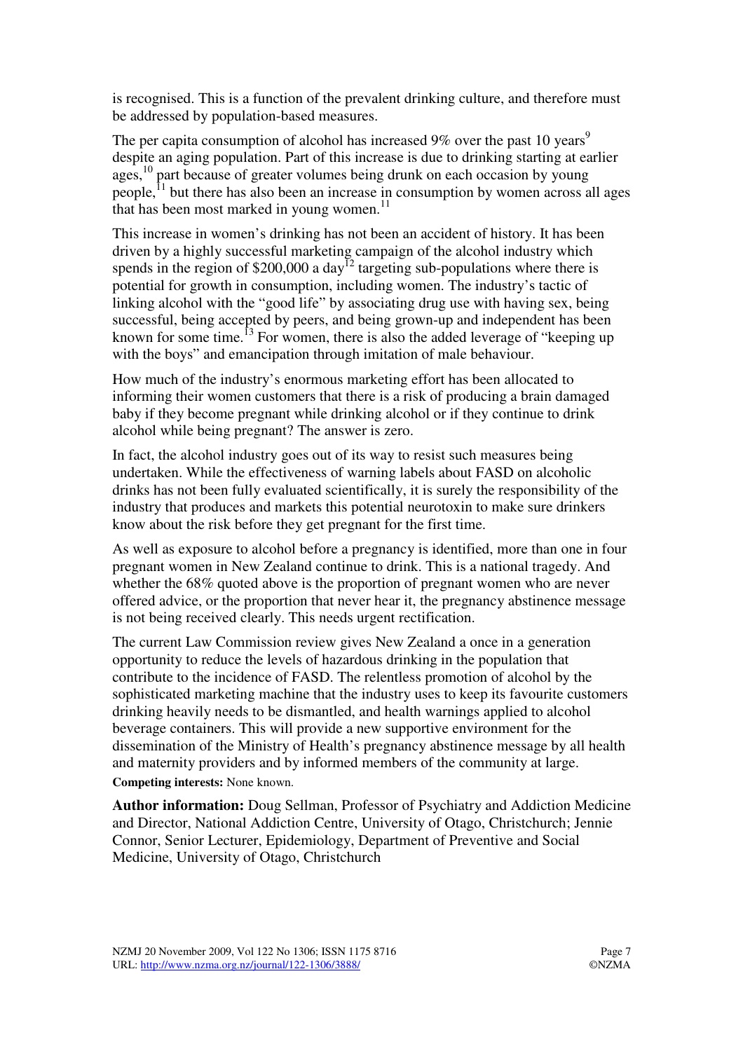is recognised. This is a function of the prevalent drinking culture, and therefore must be addressed by population-based measures.

The per capita consumption of alcohol has increased 9% over the past 10 years[9] despite an aging population. Part of this increase is due to drinking starting at earlier ages,[10] part because of greater volumes being drunk on each occasion by young people,[11] but there has also been an increase in consumption by women across all ages that has been most marked in young women.[11]

This increase in women's drinking has not been an accident of history. It has been driven by a highly successful marketing campaign of the alcohol industry which spends in the region of $200,000 a day[12] targeting sub-populations where there is potential for growth in consumption, including women. The industry's tactic of linking alcohol with the "good life" by associating drug use with having sex, being successful, being accepted by peers, and being grown-up and independent has been known for some time.[13] For women, there is also the added leverage of "keeping up with the boys" and emancipation through imitation of male behaviour.

How much of the industry's enormous marketing effort has been allocated to informing their women customers that there is a risk of producing a brain damaged baby if they become pregnant while drinking alcohol or if they continue to drink alcohol while being pregnant? The answer is zero.

In fact, the alcohol industry goes out of its way to resist such measures being undertaken. While the effectiveness of warning labels about FASD on alcoholic drinks has not been fully evaluated scientifically, it is surely the responsibility of the industry that produces and markets this potential neurotoxin to make sure drinkers know about the risk before they get pregnant for the first time.

As well as exposure to alcohol before a pregnancy is identified, more than one in four pregnant women in New Zealand continue to drink. This is a national tragedy. And whether the 68% quoted above is the proportion of pregnant women who are never offered advice, or the proportion that never hear it, the pregnancy abstinence message is not being received clearly. This needs urgent rectification.

The current Law Commission review gives New Zealand a once in a generation opportunity to reduce the levels of hazardous drinking in the population that contribute to the incidence of FASD. The relentless promotion of alcohol by the sophisticated marketing machine that the industry uses to keep its favourite customers drinking heavily needs to be dismantled, and health warnings applied to alcohol beverage containers. This will provide a new supportive environment for the dissemination of the Ministry of Health's pregnancy abstinence message by all health and maternity providers and by informed members of the community at large.

**Competing interests:** None known.

**Author information:** Doug Sellman, Professor of Psychiatry and Addiction Medicine and Director, National Addiction Centre, University of Otago, Christchurch; Jennie Connor, Senior Lecturer, Epidemiology, Department of Preventive and Social Medicine, University of Otago, Christchurch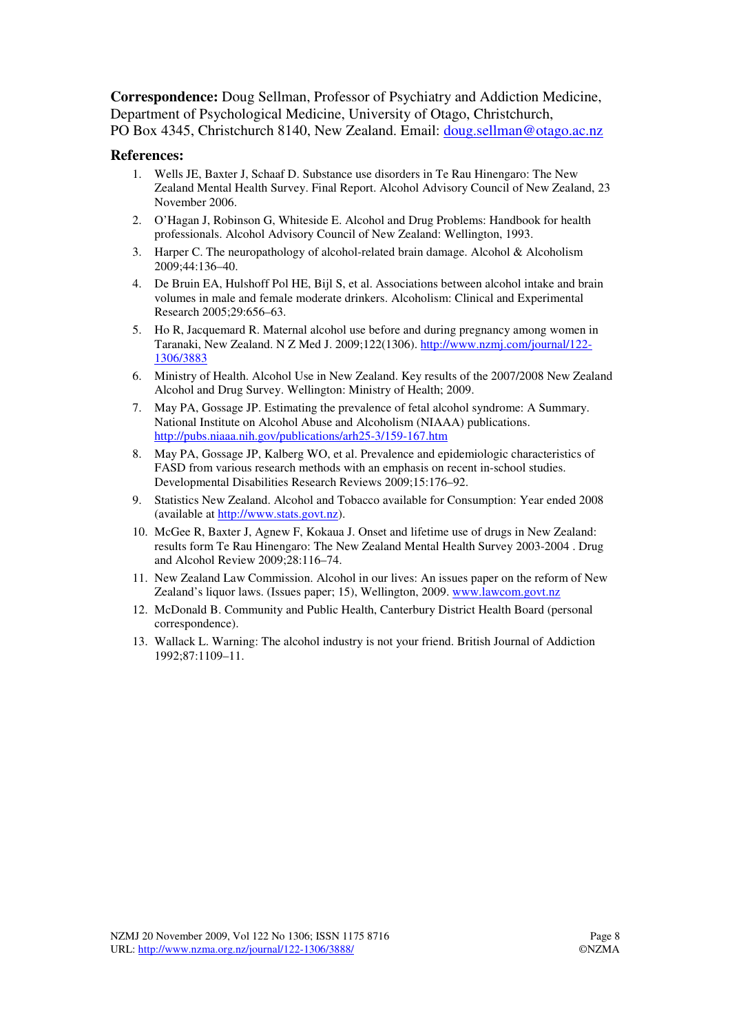**Correspondence:** Doug Sellman, Professor of Psychiatry and Addiction Medicine, Department of Psychological Medicine, University of Otago, Christchurch, PO Box 4345, Christchurch 8140, New Zealand. Email: doug.sellman@otago.ac.nz

## References:

1. Wells JE, Baxter J, Schaaf D. Substance use disorders in Te Rau Hinengaro: The New Zealand Mental Health Survey. Final Report. Alcohol Advisory Council of New Zealand, 23 November 2006.
2. O'Hagan J, Robinson G, Whiteside E. Alcohol and Drug Problems: Handbook for health professionals. Alcohol Advisory Council of New Zealand: Wellington, 1993.
3. Harper C. The neuropathology of alcohol-related brain damage. Alcohol & Alcoholism 2009;44:136–40.
4. De Bruin EA, Hulshoff Pol HE, Bijl S, et al. Associations between alcohol intake and brain volumes in male and female moderate drinkers. Alcoholism: Clinical and Experimental Research 2005;29:656–63.
5. Ho R, Jacquemard R. Maternal alcohol use before and during pregnancy among women in Taranaki, New Zealand. N Z Med J. 2009;122(1306). http://www.nzmj.com/journal/122-1306/3883
6. Ministry of Health. Alcohol Use in New Zealand. Key results of the 2007/2008 New Zealand Alcohol and Drug Survey. Wellington: Ministry of Health; 2009.
7. May PA, Gossage JP. Estimating the prevalence of fetal alcohol syndrome: A Summary. National Institute on Alcohol Abuse and Alcoholism (NIAAA) publications. http://pubs.niaaa.nih.gov/publications/arh25-3/159-167.htm
8. May PA, Gossage JP, Kalberg WO, et al. Prevalence and epidemiologic characteristics of FASD from various research methods with an emphasis on recent in-school studies. Developmental Disabilities Research Reviews 2009;15:176–92.
9. Statistics New Zealand. Alcohol and Tobacco available for Consumption: Year ended 2008 (available at http://www.stats.govt.nz).
10. McGee R, Baxter J, Agnew F, Kokaua J. Onset and lifetime use of drugs in New Zealand: results form Te Rau Hinengaro: The New Zealand Mental Health Survey 2003-2004 . Drug and Alcohol Review 2009;28:116–74.
11. New Zealand Law Commission. Alcohol in our lives: An issues paper on the reform of New Zealand's liquor laws. (Issues paper; 15), Wellington, 2009. www.lawcom.govt.nz
12. McDonald B. Community and Public Health, Canterbury District Health Board (personal correspondence).
13. Wallack L. Warning: The alcohol industry is not your friend. British Journal of Addiction 1992;87:1109–11.